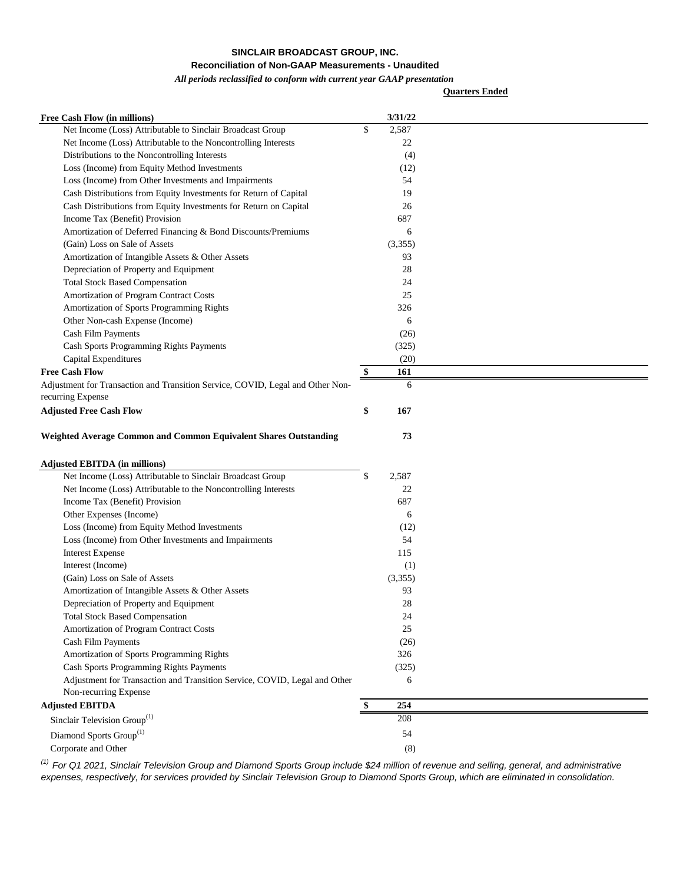# SINCLAIR BROADCAST GROUP, INC.

## Reconciliation of Non-GAAP Measurements - Unaudited

*All periods reclassified to conform with current year GAAP presentation*

| | **Quarters Ended** |
|---|---|
| **Free Cash Flow (in millions)** | **3/31/22** |
| Net Income (Loss) Attributable to Sinclair Broadcast Group | $ 2,587 |
| Net Income (Loss) Attributable to the Noncontrolling Interests | 22 |
| Distributions to the Noncontrolling Interests | (4) |
| Loss (Income) from Equity Method Investments | (12) |
| Loss (Income) from Other Investments and Impairments | 54 |
| Cash Distributions from Equity Investments for Return of Capital | 19 |
| Cash Distributions from Equity Investments for Return on Capital | 26 |
| Income Tax (Benefit) Provision | 687 |
| Amortization of Deferred Financing & Bond Discounts/Premiums | 6 |
| (Gain) Loss on Sale of Assets | (3,355) |
| Amortization of Intangible Assets & Other Assets | 93 |
| Depreciation of Property and Equipment | 28 |
| Total Stock Based Compensation | 24 |
| Amortization of Program Contract Costs | 25 |
| Amortization of Sports Programming Rights | 326 |
| Other Non-cash Expense (Income) | 6 |
| Cash Film Payments | (26) |
| Cash Sports Programming Rights Payments | (325) |
| Capital Expenditures | (20) |
| **Free Cash Flow** | **$ 161** |
| Adjustment for Transaction and Transition Service, COVID, Legal and Other Non-recurring Expense | 6 |
| **Adjusted Free Cash Flow** | **$ 167** |
| | |
| **Weighted Average Common and Common Equivalent Shares Outstanding** | **73** |
| | |
| **Adjusted EBITDA (in millions)** | |
| Net Income (Loss) Attributable to Sinclair Broadcast Group | $ 2,587 |
| Net Income (Loss) Attributable to the Noncontrolling Interests | 22 |
| Income Tax (Benefit) Provision | 687 |
| Other Expenses (Income) | 6 |
| Loss (Income) from Equity Method Investments | (12) |
| Loss (Income) from Other Investments and Impairments | 54 |
| Interest Expense | 115 |
| Interest (Income) | (1) |
| (Gain) Loss on Sale of Assets | (3,355) |
| Amortization of Intangible Assets & Other Assets | 93 |
| Depreciation of Property and Equipment | 28 |
| Total Stock Based Compensation | 24 |
| Amortization of Program Contract Costs | 25 |
| Cash Film Payments | (26) |
| Amortization of Sports Programming Rights | 326 |
| Cash Sports Programming Rights Payments | (325) |
| Adjustment for Transaction and Transition Service, COVID, Legal and Other Non-recurring Expense | 6 |
| **Adjusted EBITDA** | **$ 254** |
| Sinclair Television Group[1] | 208 |
| Diamond Sports Group[1] | 54 |
| Corporate and Other | (8) |

[1] *For Q1 2021, Sinclair Television Group and Diamond Sports Group include $24 million of revenue and selling, general, and administrative expenses, respectively, for services provided by Sinclair Television Group to Diamond Sports Group, which are eliminated in consolidation.*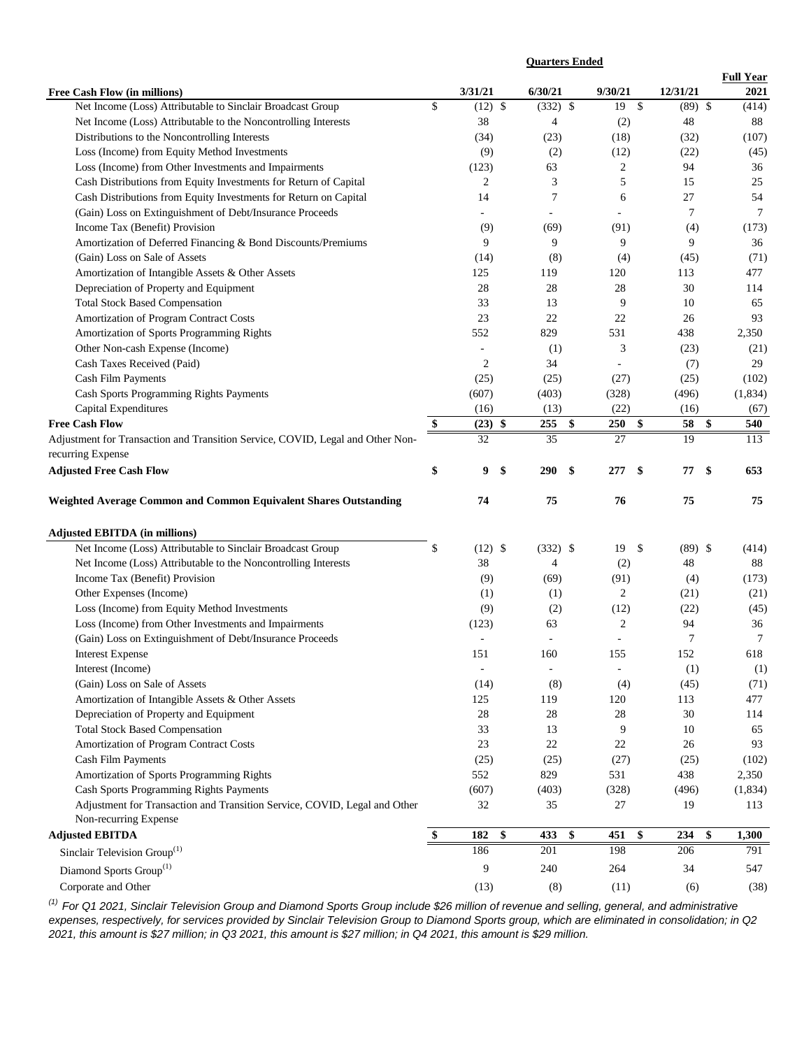| Free Cash Flow (in millions) | Quarters Ended 3/31/21 | 6/30/21 | 9/30/21 | 12/31/21 | Full Year 2021 |
|---|---|---|---|---|---|
| Net Income (Loss) Attributable to Sinclair Broadcast Group | $ (12) | $ (332) | $ 19 | $ (89) | $ (414) |
| Net Income (Loss) Attributable to the Noncontrolling Interests | 38 | 4 | (2) | 48 | 88 |
| Distributions to the Noncontrolling Interests | (34) | (23) | (18) | (32) | (107) |
| Loss (Income) from Equity Method Investments | (9) | (2) | (12) | (22) | (45) |
| Loss (Income) from Other Investments and Impairments | (123) | 63 | 2 | 94 | 36 |
| Cash Distributions from Equity Investments for Return of Capital | 2 | 3 | 5 | 15 | 25 |
| Cash Distributions from Equity Investments for Return on Capital | 14 | 7 | 6 | 27 | 54 |
| (Gain) Loss on Extinguishment of Debt/Insurance Proceeds | - | - | - | 7 | 7 |
| Income Tax (Benefit) Provision | (9) | (69) | (91) | (4) | (173) |
| Amortization of Deferred Financing & Bond Discounts/Premiums | 9 | 9 | 9 | 9 | 36 |
| (Gain) Loss on Sale of Assets | (14) | (8) | (4) | (45) | (71) |
| Amortization of Intangible Assets & Other Assets | 125 | 119 | 120 | 113 | 477 |
| Depreciation of Property and Equipment | 28 | 28 | 28 | 30 | 114 |
| Total Stock Based Compensation | 33 | 13 | 9 | 10 | 65 |
| Amortization of Program Contract Costs | 23 | 22 | 22 | 26 | 93 |
| Amortization of Sports Programming Rights | 552 | 829 | 531 | 438 | 2,350 |
| Other Non-cash Expense (Income) | - | (1) | 3 | (23) | (21) |
| Cash Taxes Received (Paid) | 2 | 34 | - | (7) | 29 |
| Cash Film Payments | (25) | (25) | (27) | (25) | (102) |
| Cash Sports Programming Rights Payments | (607) | (403) | (328) | (496) | (1,834) |
| Capital Expenditures | (16) | (13) | (22) | (16) | (67) |
| **Free Cash Flow** | **$ (23)** | **$ 255** | **$ 250** | **$ 58** | **$ 540** |
| Adjustment for Transaction and Transition Service, COVID, Legal and Other Non-recurring Expense | 32 | 35 | 27 | 19 | 113 |
| **Adjusted Free Cash Flow** | **$ 9** | **$ 290** | **$ 277** | **$ 77** | **$ 653** |
| | | | | | |
| **Weighted Average Common and Common Equivalent Shares Outstanding** | **74** | **75** | **76** | **75** | **75** |
| | | | | | |
| **Adjusted EBITDA (in millions)** | | | | | |
| Net Income (Loss) Attributable to Sinclair Broadcast Group | $ (12) | $ (332) | $ 19 | $ (89) | $ (414) |
| Net Income (Loss) Attributable to the Noncontrolling Interests | 38 | 4 | (2) | 48 | 88 |
| Income Tax (Benefit) Provision | (9) | (69) | (91) | (4) | (173) |
| Other Expenses (Income) | (1) | (1) | 2 | (21) | (21) |
| Loss (Income) from Equity Method Investments | (9) | (2) | (12) | (22) | (45) |
| Loss (Income) from Other Investments and Impairments | (123) | 63 | 2 | 94 | 36 |
| (Gain) Loss on Extinguishment of Debt/Insurance Proceeds | - | - | - | 7 | 7 |
| Interest Expense | 151 | 160 | 155 | 152 | 618 |
| Interest (Income) | - | - | - | (1) | (1) |
| (Gain) Loss on Sale of Assets | (14) | (8) | (4) | (45) | (71) |
| Amortization of Intangible Assets & Other Assets | 125 | 119 | 120 | 113 | 477 |
| Depreciation of Property and Equipment | 28 | 28 | 28 | 30 | 114 |
| Total Stock Based Compensation | 33 | 13 | 9 | 10 | 65 |
| Amortization of Program Contract Costs | 23 | 22 | 22 | 26 | 93 |
| Cash Film Payments | (25) | (25) | (27) | (25) | (102) |
| Amortization of Sports Programming Rights | 552 | 829 | 531 | 438 | 2,350 |
| Cash Sports Programming Rights Payments | (607) | (403) | (328) | (496) | (1,834) |
| Adjustment for Transaction and Transition Service, COVID, Legal and Other Non-recurring Expense | 32 | 35 | 27 | 19 | 113 |
| **Adjusted EBITDA** | **$ 182** | **$ 433** | **$ 451** | **$ 234** | **$ 1,300** |
| Sinclair Television Group[(1)] | 186 | 201 | 198 | 206 | 791 |
| Diamond Sports Group[(1)] | 9 | 240 | 264 | 34 | 547 |
| Corporate and Other | (13) | (8) | (11) | (6) | (38) |

*(1) For Q1 2021, Sinclair Television Group and Diamond Sports Group include $26 million of revenue and selling, general, and administrative expenses, respectively, for services provided by Sinclair Television Group to Diamond Sports group, which are eliminated in consolidation; in Q2 2021, this amount is $27 million; in Q3 2021, this amount is $27 million; in Q4 2021, this amount is $29 million.*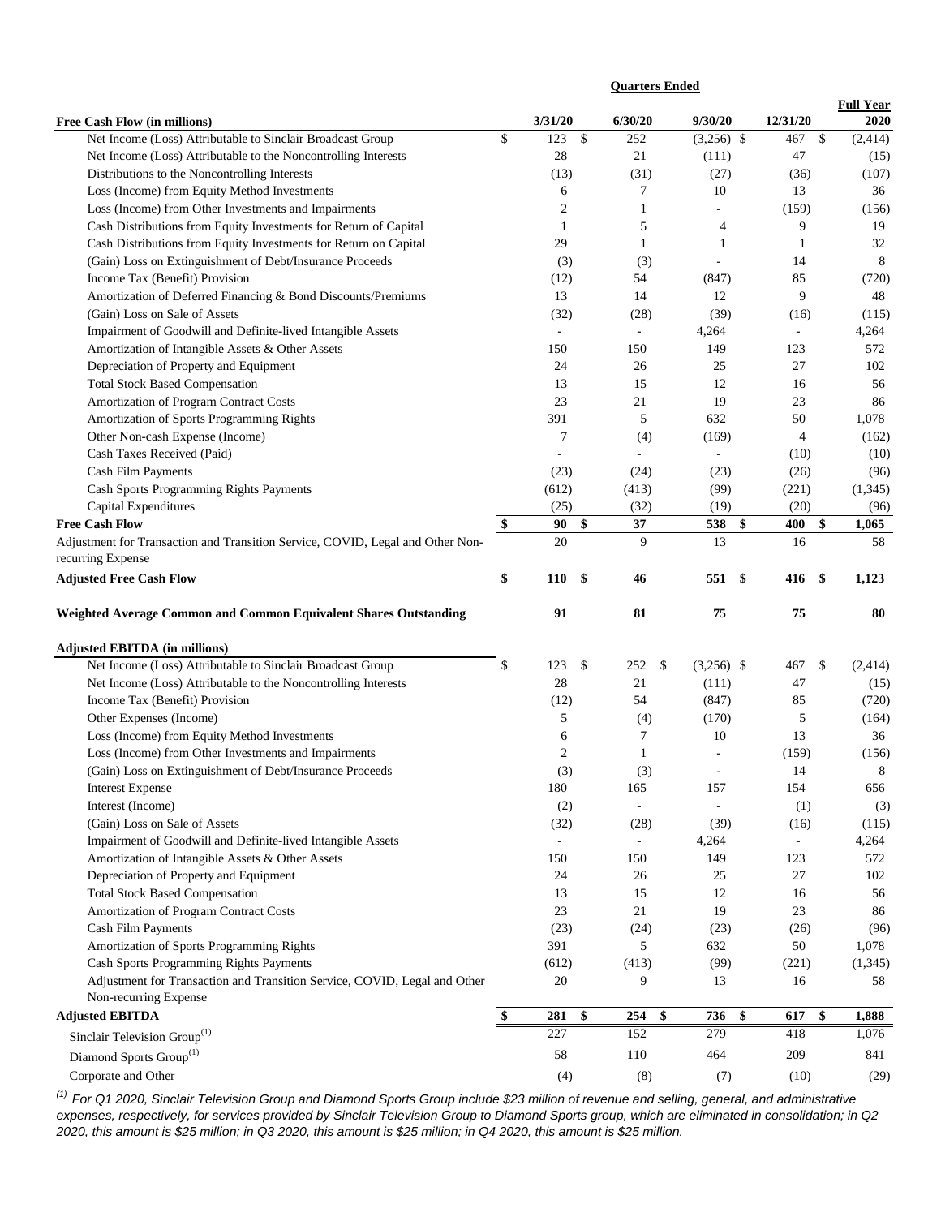| Free Cash Flow (in millions) | Quarters Ended 3/31/20 | 6/30/20 | 9/30/20 | 12/31/20 | Full Year 2020 |
|---|---|---|---|---|---|
| Net Income (Loss) Attributable to Sinclair Broadcast Group | $ 123 | $ 252 | $ (3,256) | $ 467 | $ (2,414) |
| Net Income (Loss) Attributable to the Noncontrolling Interests | 28 | 21 | (111) | 47 | (15) |
| Distributions to the Noncontrolling Interests | (13) | (31) | (27) | (36) | (107) |
| Loss (Income) from Equity Method Investments | 6 | 7 | 10 | 13 | 36 |
| Loss (Income) from Other Investments and Impairments | 2 | 1 | - | (159) | (156) |
| Cash Distributions from Equity Investments for Return of Capital | 1 | 5 | 4 | 9 | 19 |
| Cash Distributions from Equity Investments for Return on Capital | 29 | 1 | 1 | 1 | 32 |
| (Gain) Loss on Extinguishment of Debt/Insurance Proceeds | (3) | (3) | - | 14 | 8 |
| Income Tax (Benefit) Provision | (12) | 54 | (847) | 85 | (720) |
| Amortization of Deferred Financing & Bond Discounts/Premiums | 13 | 14 | 12 | 9 | 48 |
| (Gain) Loss on Sale of Assets | (32) | (28) | (39) | (16) | (115) |
| Impairment of Goodwill and Definite-lived Intangible Assets | - | - | 4,264 | - | 4,264 |
| Amortization of Intangible Assets & Other Assets | 150 | 150 | 149 | 123 | 572 |
| Depreciation of Property and Equipment | 24 | 26 | 25 | 27 | 102 |
| Total Stock Based Compensation | 13 | 15 | 12 | 16 | 56 |
| Amortization of Program Contract Costs | 23 | 21 | 19 | 23 | 86 |
| Amortization of Sports Programming Rights | 391 | 5 | 632 | 50 | 1,078 |
| Other Non-cash Expense (Income) | 7 | (4) | (169) | 4 | (162) |
| Cash Taxes Received (Paid) | - | - | - | (10) | (10) |
| Cash Film Payments | (23) | (24) | (23) | (26) | (96) |
| Cash Sports Programming Rights Payments | (612) | (413) | (99) | (221) | (1,345) |
| Capital Expenditures | (25) | (32) | (19) | (20) | (96) |
| **Free Cash Flow** | **$ 90** | **$ 37** | **538** | **$ 400** | **$ 1,065** |
| Adjustment for Transaction and Transition Service, COVID, Legal and Other Non-recurring Expense | 20 | 9 | 13 | 16 | 58 |
| **Adjusted Free Cash Flow** | **$ 110** | **$ 46** | **551** | **$ 416** | **$ 1,123** |
| **Weighted Average Common and Common Equivalent Shares Outstanding** | **91** | **81** | **75** | **75** | **80** |

| Adjusted EBITDA (in millions) | 3/31/20 | 6/30/20 | 9/30/20 | 12/31/20 | Full Year 2020 |
|---|---|---|---|---|---|
| Net Income (Loss) Attributable to Sinclair Broadcast Group | $ 123 | $ 252 | $ (3,256) | $ 467 | $ (2,414) |
| Net Income (Loss) Attributable to the Noncontrolling Interests | 28 | 21 | (111) | 47 | (15) |
| Income Tax (Benefit) Provision | (12) | 54 | (847) | 85 | (720) |
| Other Expenses (Income) | 5 | (4) | (170) | 5 | (164) |
| Loss (Income) from Equity Method Investments | 6 | 7 | 10 | 13 | 36 |
| Loss (Income) from Other Investments and Impairments | 2 | 1 | - | (159) | (156) |
| (Gain) Loss on Extinguishment of Debt/Insurance Proceeds | (3) | (3) | - | 14 | 8 |
| Interest Expense | 180 | 165 | 157 | 154 | 656 |
| Interest (Income) | (2) | - | - | (1) | (3) |
| (Gain) Loss on Sale of Assets | (32) | (28) | (39) | (16) | (115) |
| Impairment of Goodwill and Definite-lived Intangible Assets | - | - | 4,264 | - | 4,264 |
| Amortization of Intangible Assets & Other Assets | 150 | 150 | 149 | 123 | 572 |
| Depreciation of Property and Equipment | 24 | 26 | 25 | 27 | 102 |
| Total Stock Based Compensation | 13 | 15 | 12 | 16 | 56 |
| Amortization of Program Contract Costs | 23 | 21 | 19 | 23 | 86 |
| Cash Film Payments | (23) | (24) | (23) | (26) | (96) |
| Amortization of Sports Programming Rights | 391 | 5 | 632 | 50 | 1,078 |
| Cash Sports Programming Rights Payments | (612) | (413) | (99) | (221) | (1,345) |
| Adjustment for Transaction and Transition Service, COVID, Legal and Other Non-recurring Expense | 20 | 9 | 13 | 16 | 58 |
| **Adjusted EBITDA** | **$ 281** | **$ 254** | **$ 736** | **$ 617** | **$ 1,888** |
| Sinclair Television Group[(1)] | 227 | 152 | 279 | 418 | 1,076 |
| Diamond Sports Group[(1)] | 58 | 110 | 464 | 209 | 841 |
| Corporate and Other | (4) | (8) | (7) | (10) | (29) |

*[(1)] For Q1 2020, Sinclair Television Group and Diamond Sports Group include $23 million of revenue and selling, general, and administrative expenses, respectively, for services provided by Sinclair Television Group to Diamond Sports group, which are eliminated in consolidation; in Q2 2020, this amount is $25 million; in Q3 2020, this amount is $25 million; in Q4 2020, this amount is $25 million.*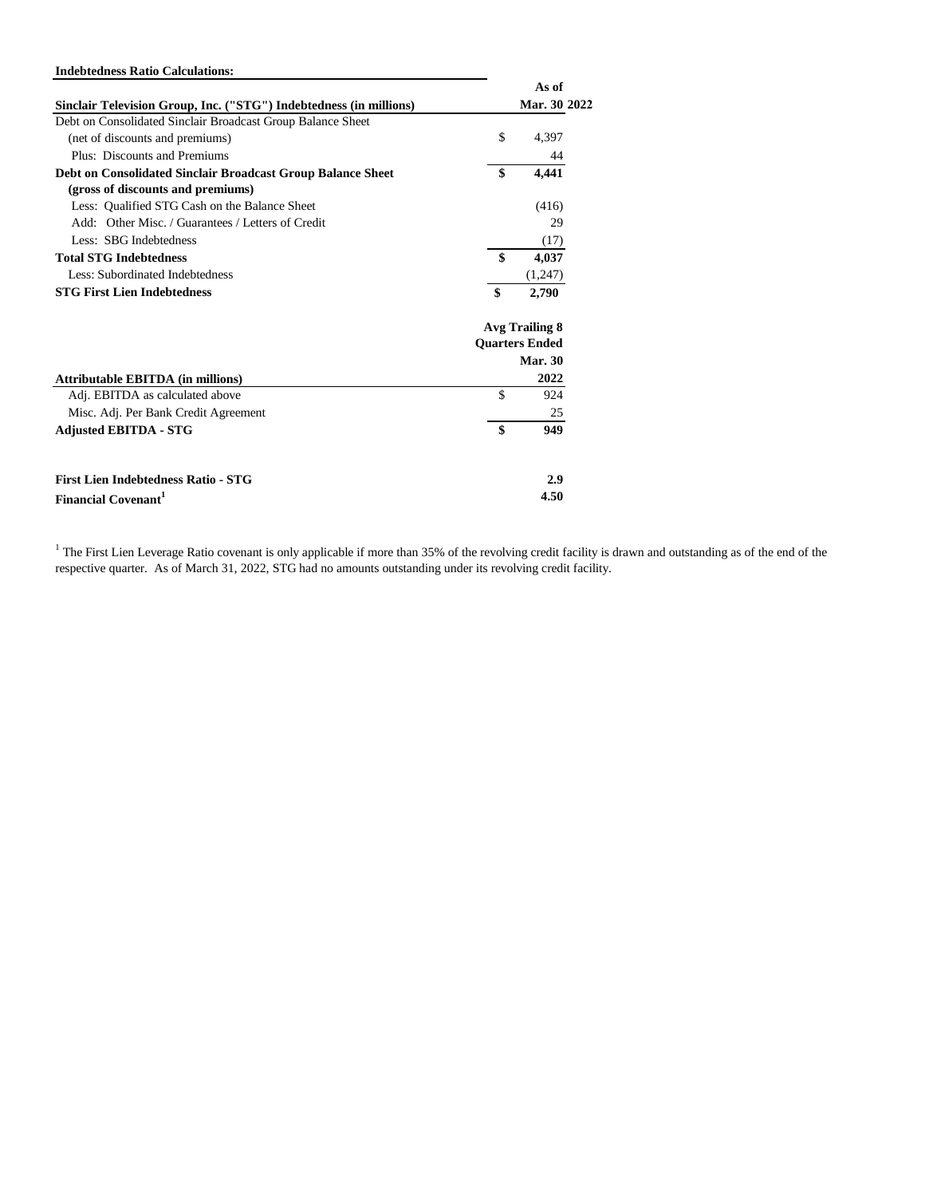**Indebtedness Ratio Calculations:**

| Sinclair Television Group, Inc. ("STG") Indebtedness (in millions) | | As of Mar. 30 2022 |
|---|---|---|
| Debt on Consolidated Sinclair Broadcast Group Balance Sheet (net of discounts and premiums) | $ | 4,397 |
| Plus: Discounts and Premiums | | 44 |
| **Debt on Consolidated Sinclair Broadcast Group Balance Sheet (gross of discounts and premiums)** | **$** | **4,441** |
| Less: Qualified STG Cash on the Balance Sheet | | (416) |
| Add: Other Misc. / Guarantees / Letters of Credit | | 29 |
| Less: SBG Indebtedness | | (17) |
| **Total STG Indebtedness** | **$** | **4,037** |
| Less: Subordinated Indebtedness | | (1,247) |
| **STG First Lien Indebtedness** | **$** | **2,790** |

| Attributable EBITDA (in millions) | | Avg Trailing 8 Quarters Ended Mar. 30 2022 |
|---|---|---|
| Adj. EBITDA as calculated above | $ | 924 |
| Misc. Adj. Per Bank Credit Agreement | | 25 |
| **Adjusted EBITDA - STG** | **$** | **949** |

| | |
|---|---|
| **First Lien Indebtedness Ratio - STG** | **2.9** |
| **Financial Covenant**[1] | **4.50** |

[1] The First Lien Leverage Ratio covenant is only applicable if more than 35% of the revolving credit facility is drawn and outstanding as of the end of the respective quarter. As of March 31, 2022, STG had no amounts outstanding under its revolving credit facility.